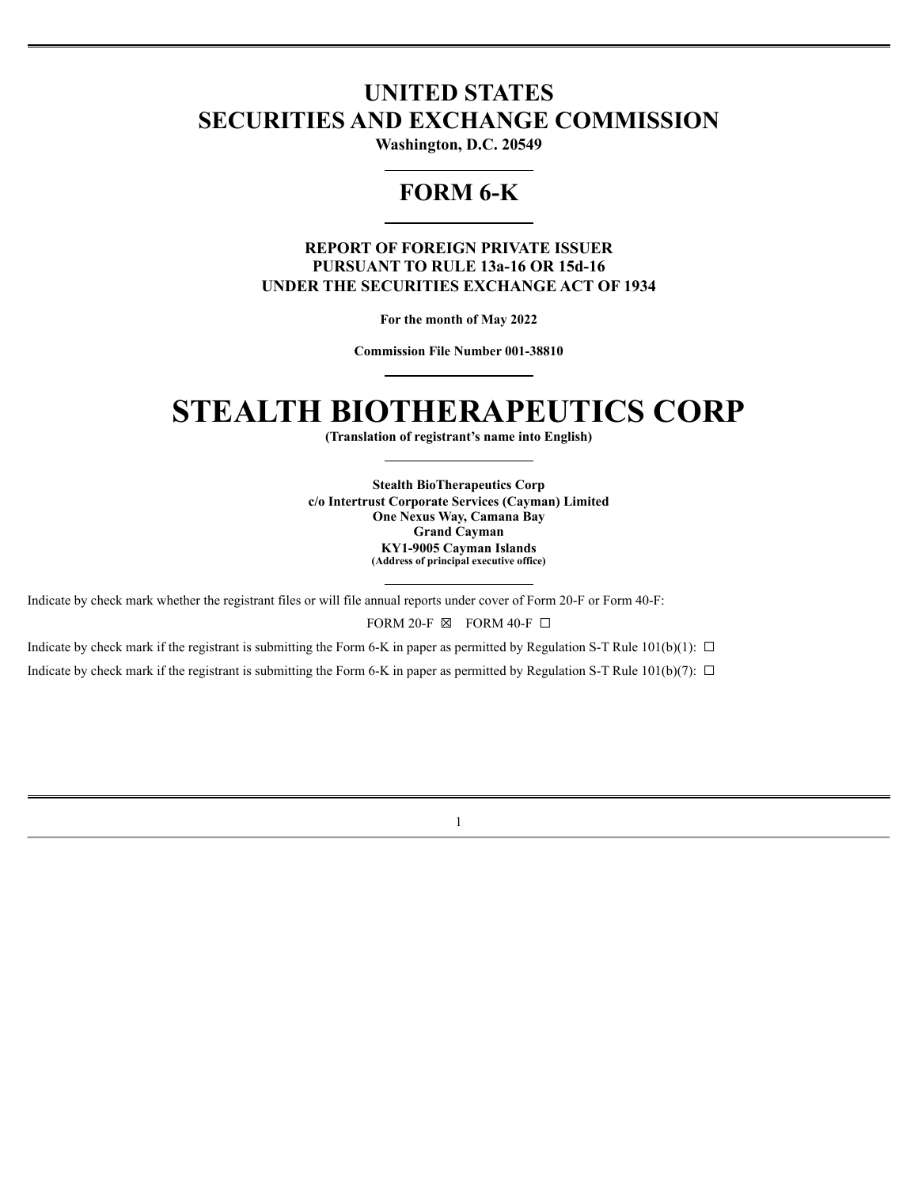# UNITED STATES
# SECURITIES AND EXCHANGE COMMISSION

**Washington, D.C. 20549**

## FORM 6-K

**REPORT OF FOREIGN PRIVATE ISSUER**
**PURSUANT TO RULE 13a-16 OR 15d-16**
**UNDER THE SECURITIES EXCHANGE ACT OF 1934**

**For the month of May 2022**

**Commission File Number 001-38810**

# STEALTH BIOTHERAPEUTICS CORP

**(Translation of registrant's name into English)**

**Stealth BioTherapeutics Corp**
**c/o Intertrust Corporate Services (Cayman) Limited**
**One Nexus Way, Camana Bay**
**Grand Cayman**
**KY1-9005 Cayman Islands**
**(Address of principal executive office)**

Indicate by check mark whether the registrant files or will file annual reports under cover of Form 20-F or Form 40-F:

FORM 20-F ☒ FORM 40-F ☐

Indicate by check mark if the registrant is submitting the Form 6-K in paper as permitted by Regulation S-T Rule 101(b)(1): ☐

Indicate by check mark if the registrant is submitting the Form 6-K in paper as permitted by Regulation S-T Rule 101(b)(7): ☐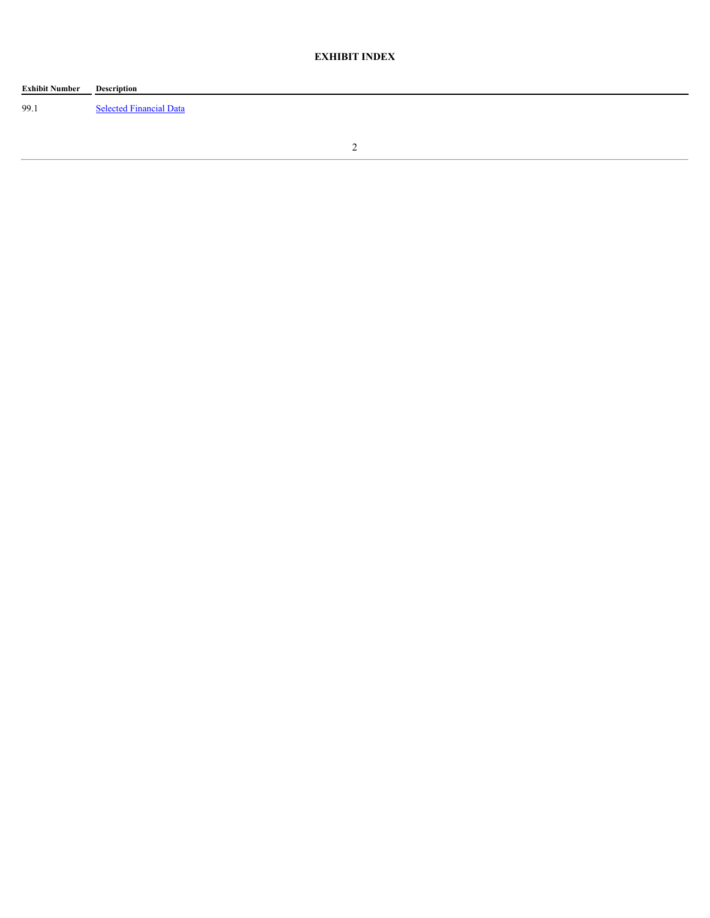## EXHIBIT INDEX

| Exhibit Number | Description |
| --- | --- |
| 99.1 | Selected Financial Data |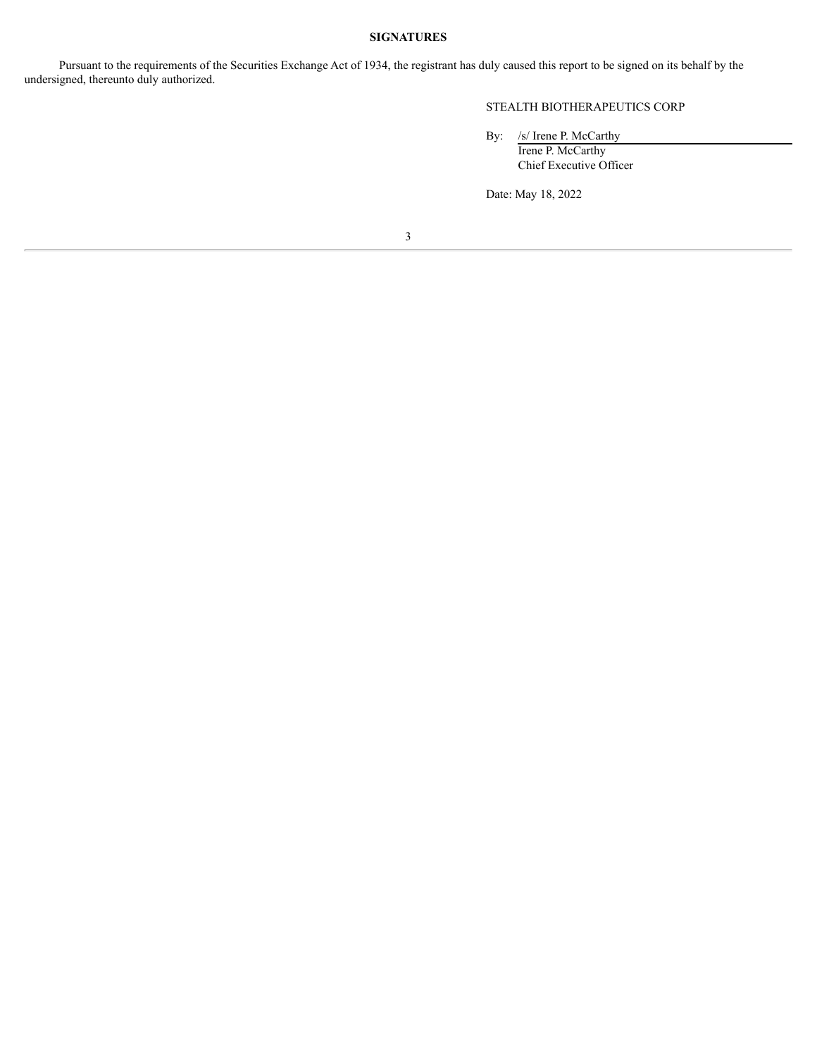**SIGNATURES**

Pursuant to the requirements of the Securities Exchange Act of 1934, the registrant has duly caused this report to be signed on its behalf by the undersigned, thereunto duly authorized.

STEALTH BIOTHERAPEUTICS CORP

By: /s/ Irene P. McCarthy
Irene P. McCarthy
Chief Executive Officer

Date: May 18, 2022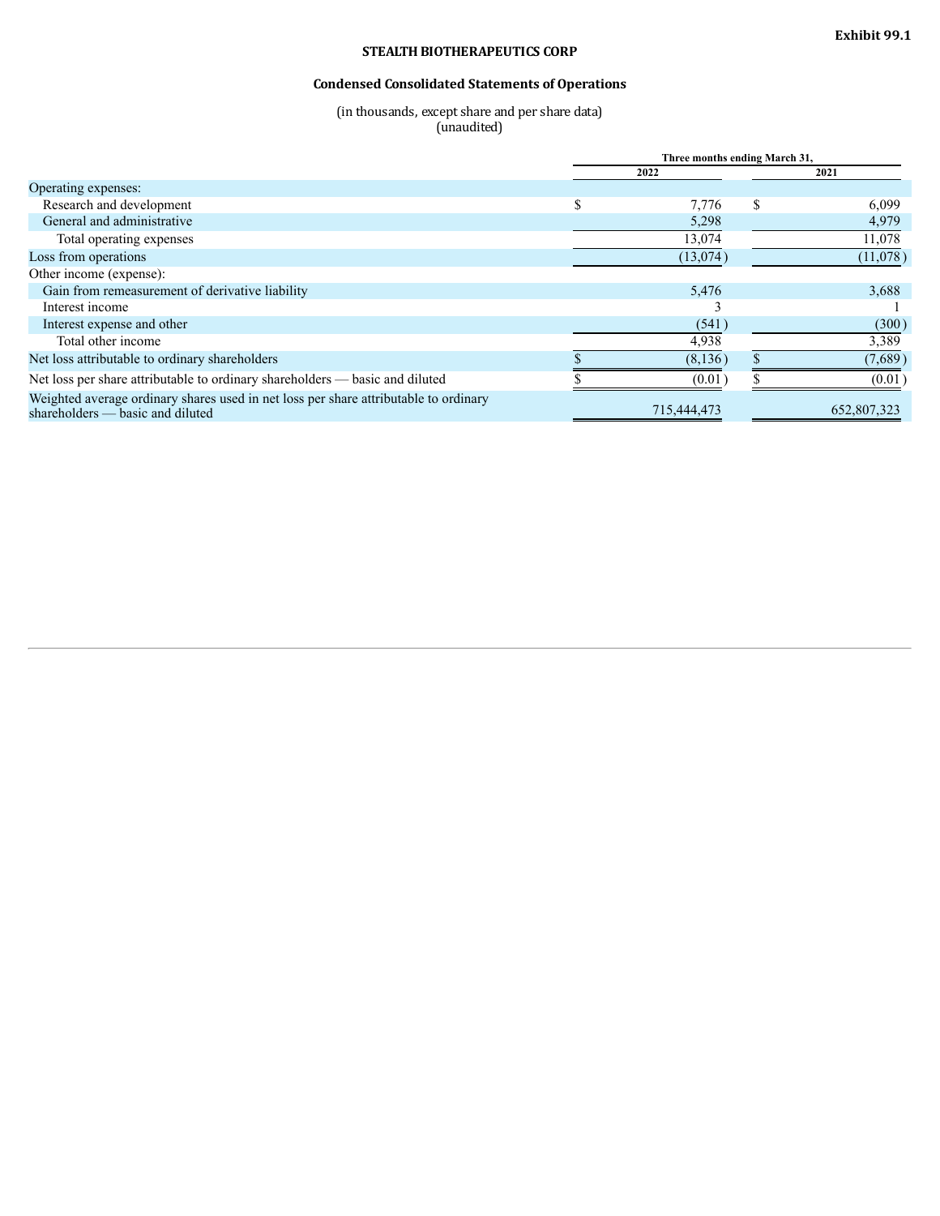**Exhibit 99.1**

## STEALTH BIOTHERAPEUTICS CORP

### Condensed Consolidated Statements of Operations

(in thousands, except share and per share data)
(unaudited)

| | Three months ending March 31, | |
|---|---|---|
| | 2022 | 2021 |
| Operating expenses: | | |
| Research and development | $ 7,776 | $ 6,099 |
| General and administrative | 5,298 | 4,979 |
| Total operating expenses | 13,074 | 11,078 |
| Loss from operations | (13,074) | (11,078) |
| Other income (expense): | | |
| Gain from remeasurement of derivative liability | 5,476 | 3,688 |
| Interest income | 3 | 1 |
| Interest expense and other | (541) | (300) |
| Total other income | 4,938 | 3,389 |
| Net loss attributable to ordinary shareholders | $ (8,136) | $ (7,689) |
| Net loss per share attributable to ordinary shareholders — basic and diluted | $ (0.01) | $ (0.01) |
| Weighted average ordinary shares used in net loss per share attributable to ordinary shareholders — basic and diluted | 715,444,473 | 652,807,323 |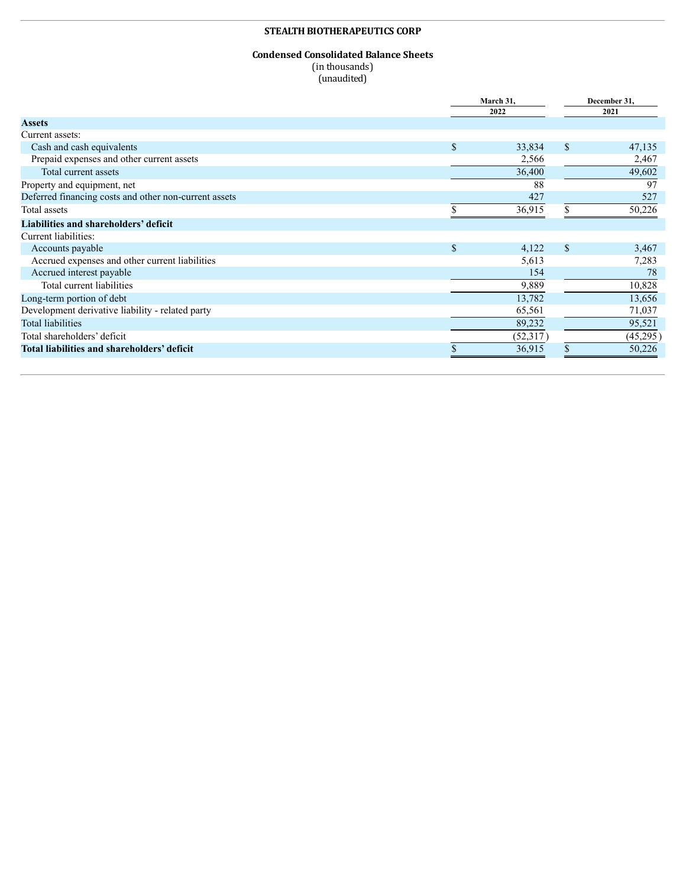**STEALTH BIOTHERAPEUTICS CORP**

**Condensed Consolidated Balance Sheets**
(in thousands)
(unaudited)

| | March 31, 2022 | December 31, 2021 |
|---|---|---|
| **Assets** | | |
| Current assets: | | |
| Cash and cash equivalents | $ 33,834 | $ 47,135 |
| Prepaid expenses and other current assets | 2,566 | 2,467 |
| Total current assets | 36,400 | 49,602 |
| Property and equipment, net | 88 | 97 |
| Deferred financing costs and other non-current assets | 427 | 527 |
| Total assets | $ 36,915 | $ 50,226 |
| **Liabilities and shareholders' deficit** | | |
| Current liabilities: | | |
| Accounts payable | $ 4,122 | $ 3,467 |
| Accrued expenses and other current liabilities | 5,613 | 7,283 |
| Accrued interest payable | 154 | 78 |
| Total current liabilities | 9,889 | 10,828 |
| Long-term portion of debt | 13,782 | 13,656 |
| Development derivative liability - related party | 65,561 | 71,037 |
| Total liabilities | 89,232 | 95,521 |
| Total shareholders' deficit | (52,317) | (45,295) |
| **Total liabilities and shareholders' deficit** | $ 36,915 | $ 50,226 |